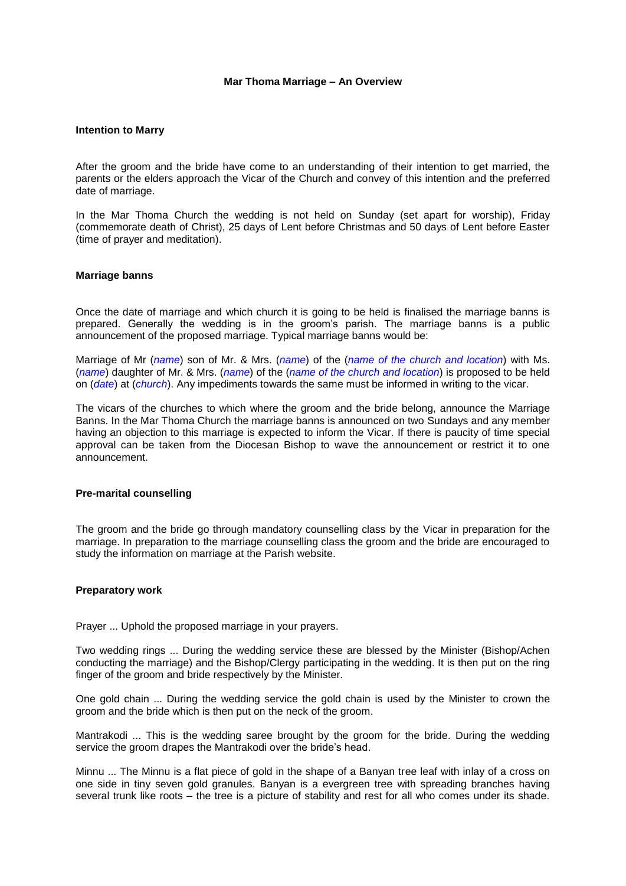# Mar Thoma Marriage – An Overview

## Intention to Marry

After the groom and the bride have come to an understanding of their intention to get married, the parents or the elders approach the Vicar of the Church and convey of this intention and the preferred date of marriage.

In the Mar Thoma Church the wedding is not held on Sunday (set apart for worship), Friday (commemorate death of Christ), 25 days of Lent before Christmas and 50 days of Lent before Easter (time of prayer and meditation).

## Marriage banns

Once the date of marriage and which church it is going to be held is finalised the marriage banns is prepared. Generally the wedding is in the groom's parish. The marriage banns is a public announcement of the proposed marriage. Typical marriage banns would be:

Marriage of Mr (*name*) son of Mr. & Mrs. (*name*) of the (*name of the church and location*) with Ms. (*name*) daughter of Mr. & Mrs. (*name*) of the (*name of the church and location*) is proposed to be held on (*date*) at (*church*). Any impediments towards the same must be informed in writing to the vicar.

The vicars of the churches to which where the groom and the bride belong, announce the Marriage Banns. In the Mar Thoma Church the marriage banns is announced on two Sundays and any member having an objection to this marriage is expected to inform the Vicar. If there is paucity of time special approval can be taken from the Diocesan Bishop to wave the announcement or restrict it to one announcement.

## Pre-marital counselling

The groom and the bride go through mandatory counselling class by the Vicar in preparation for the marriage. In preparation to the marriage counselling class the groom and the bride are encouraged to study the information on marriage at the Parish website.

## Preparatory work

Prayer ... Uphold the proposed marriage in your prayers.

Two wedding rings ... During the wedding service these are blessed by the Minister (Bishop/Achen conducting the marriage) and the Bishop/Clergy participating in the wedding. It is then put on the ring finger of the groom and bride respectively by the Minister.

One gold chain ... During the wedding service the gold chain is used by the Minister to crown the groom and the bride which is then put on the neck of the groom.

Mantrakodi ... This is the wedding saree brought by the groom for the bride. During the wedding service the groom drapes the Mantrakodi over the bride's head.

Minnu ... The Minnu is a flat piece of gold in the shape of a Banyan tree leaf with inlay of a cross on one side in tiny seven gold granules. Banyan is a evergreen tree with spreading branches having several trunk like roots – the tree is a picture of stability and rest for all who comes under its shade.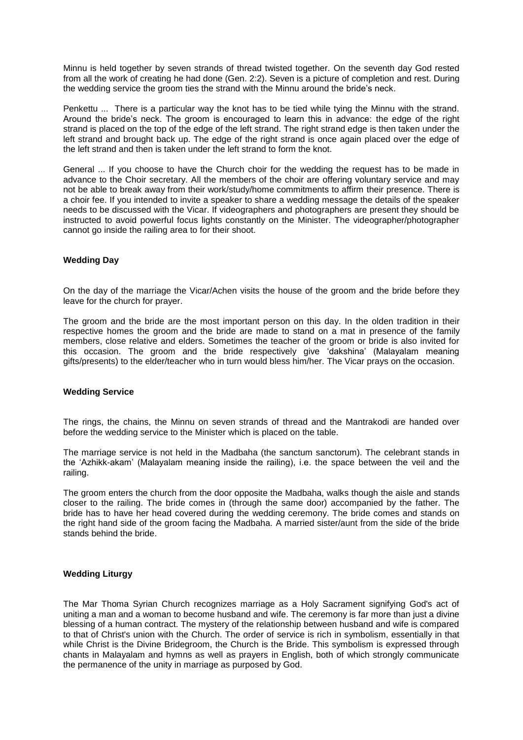Minnu is held together by seven strands of thread twisted together. On the seventh day God rested from all the work of creating he had done (Gen. 2:2). Seven is a picture of completion and rest. During the wedding service the groom ties the strand with the Minnu around the bride's neck.

Penkettu ... There is a particular way the knot has to be tied while tying the Minnu with the strand. Around the bride's neck. The groom is encouraged to learn this in advance: the edge of the right strand is placed on the top of the edge of the left strand. The right strand edge is then taken under the left strand and brought back up. The edge of the right strand is once again placed over the edge of the left strand and then is taken under the left strand to form the knot.

General ... If you choose to have the Church choir for the wedding the request has to be made in advance to the Choir secretary. All the members of the choir are offering voluntary service and may not be able to break away from their work/study/home commitments to affirm their presence. There is a choir fee. If you intended to invite a speaker to share a wedding message the details of the speaker needs to be discussed with the Vicar. If videographers and photographers are present they should be instructed to avoid powerful focus lights constantly on the Minister. The videographer/photographer cannot go inside the railing area to for their shoot.

**Wedding Day**

On the day of the marriage the Vicar/Achen visits the house of the groom and the bride before they leave for the church for prayer.

The groom and the bride are the most important person on this day. In the olden tradition in their respective homes the groom and the bride are made to stand on a mat in presence of the family members, close relative and elders. Sometimes the teacher of the groom or bride is also invited for this occasion. The groom and the bride respectively give 'dakshina' (Malayalam meaning gifts/presents) to the elder/teacher who in turn would bless him/her. The Vicar prays on the occasion.

**Wedding Service**

The rings, the chains, the Minnu on seven strands of thread and the Mantrakodi are handed over before the wedding service to the Minister which is placed on the table.

The marriage service is not held in the Madbaha (the sanctum sanctorum). The celebrant stands in the 'Azhikk-akam' (Malayalam meaning inside the railing), i.e. the space between the veil and the railing.

The groom enters the church from the door opposite the Madbaha, walks though the aisle and stands closer to the railing. The bride comes in (through the same door) accompanied by the father. The bride has to have her head covered during the wedding ceremony. The bride comes and stands on the right hand side of the groom facing the Madbaha. A married sister/aunt from the side of the bride stands behind the bride.

**Wedding Liturgy**

The Mar Thoma Syrian Church recognizes marriage as a Holy Sacrament signifying God's act of uniting a man and a woman to become husband and wife. The ceremony is far more than just a divine blessing of a human contract. The mystery of the relationship between husband and wife is compared to that of Christ's union with the Church. The order of service is rich in symbolism, essentially in that while Christ is the Divine Bridegroom, the Church is the Bride. This symbolism is expressed through chants in Malayalam and hymns as well as prayers in English, both of which strongly communicate the permanence of the unity in marriage as purposed by God.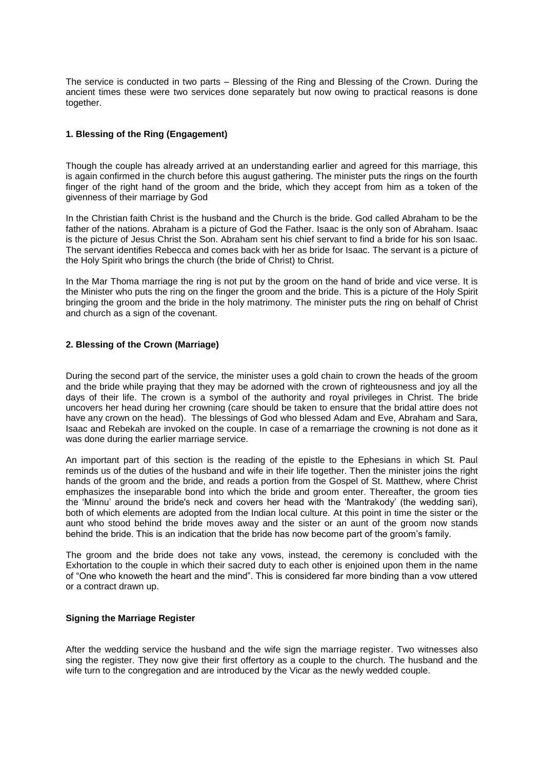The service is conducted in two parts – Blessing of the Ring and Blessing of the Crown. During the ancient times these were two services done separately but now owing to practical reasons is done together.

**1. Blessing of the Ring (Engagement)**

Though the couple has already arrived at an understanding earlier and agreed for this marriage, this is again confirmed in the church before this august gathering. The minister puts the rings on the fourth finger of the right hand of the groom and the bride, which they accept from him as a token of the givenness of their marriage by God

In the Christian faith Christ is the husband and the Church is the bride. God called Abraham to be the father of the nations. Abraham is a picture of God the Father. Isaac is the only son of Abraham. Isaac is the picture of Jesus Christ the Son. Abraham sent his chief servant to find a bride for his son Isaac. The servant identifies Rebecca and comes back with her as bride for Isaac. The servant is a picture of the Holy Spirit who brings the church (the bride of Christ) to Christ.

In the Mar Thoma marriage the ring is not put by the groom on the hand of bride and vice verse. It is the Minister who puts the ring on the finger the groom and the bride. This is a picture of the Holy Spirit bringing the groom and the bride in the holy matrimony. The minister puts the ring on behalf of Christ and church as a sign of the covenant.

**2. Blessing of the Crown (Marriage)**

During the second part of the service, the minister uses a gold chain to crown the heads of the groom and the bride while praying that they may be adorned with the crown of righteousness and joy all the days of their life. The crown is a symbol of the authority and royal privileges in Christ. The bride uncovers her head during her crowning (care should be taken to ensure that the bridal attire does not have any crown on the head). The blessings of God who blessed Adam and Eve, Abraham and Sara, Isaac and Rebekah are invoked on the couple. In case of a remarriage the crowning is not done as it was done during the earlier marriage service.

An important part of this section is the reading of the epistle to the Ephesians in which St. Paul reminds us of the duties of the husband and wife in their life together. Then the minister joins the right hands of the groom and the bride, and reads a portion from the Gospel of St. Matthew, where Christ emphasizes the inseparable bond into which the bride and groom enter. Thereafter, the groom ties the 'Minnu' around the bride's neck and covers her head with the 'Mantrakody' (the wedding sari), both of which elements are adopted from the Indian local culture. At this point in time the sister or the aunt who stood behind the bride moves away and the sister or an aunt of the groom now stands behind the bride. This is an indication that the bride has now become part of the groom's family.

The groom and the bride does not take any vows, instead, the ceremony is concluded with the Exhortation to the couple in which their sacred duty to each other is enjoined upon them in the name of "One who knoweth the heart and the mind". This is considered far more binding than a vow uttered or a contract drawn up.

**Signing the Marriage Register**

After the wedding service the husband and the wife sign the marriage register. Two witnesses also sing the register. They now give their first offertory as a couple to the church. The husband and the wife turn to the congregation and are introduced by the Vicar as the newly wedded couple.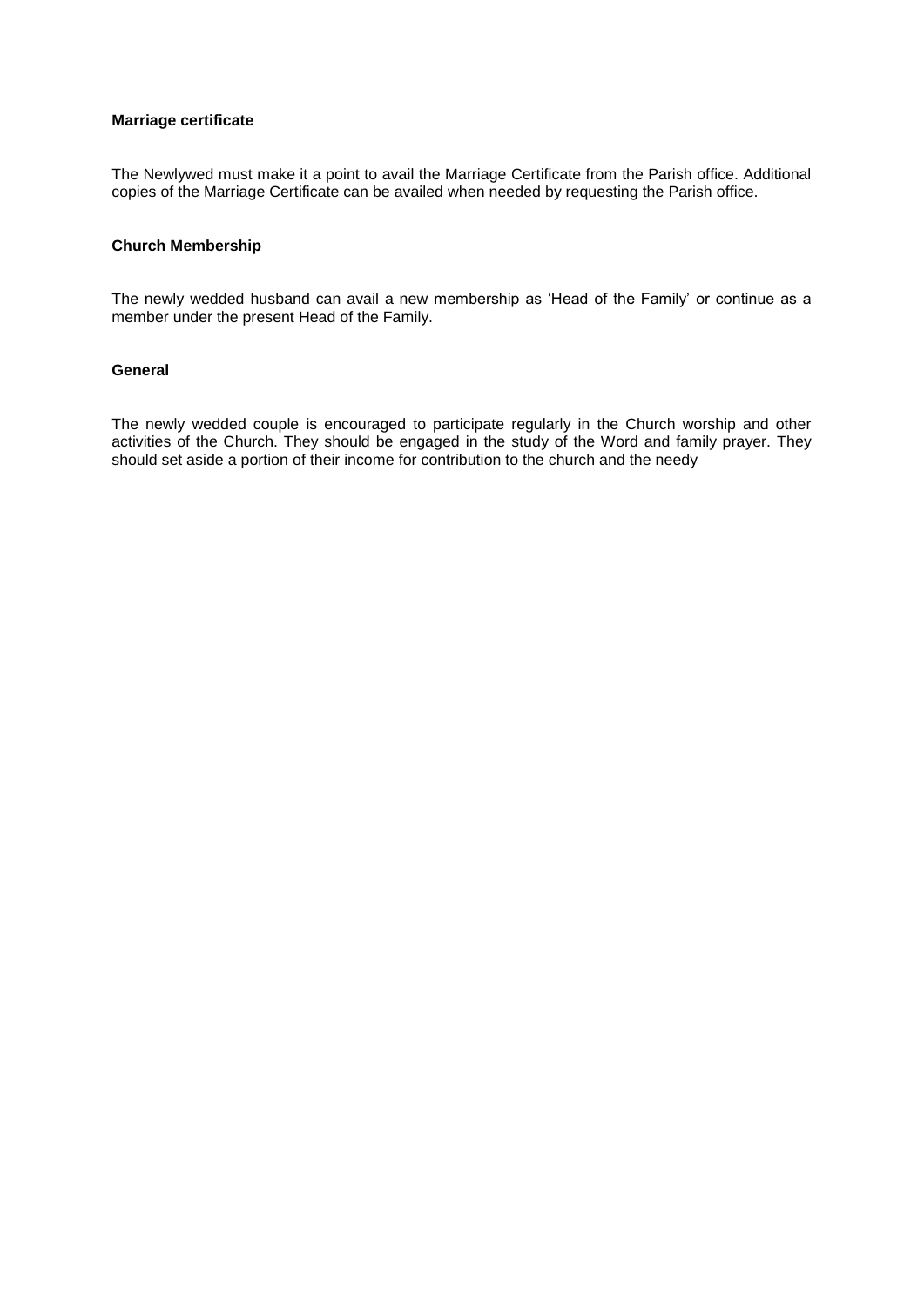**Marriage certificate**

The Newlywed must make it a point to avail the Marriage Certificate from the Parish office. Additional copies of the Marriage Certificate can be availed when needed by requesting the Parish office.

**Church Membership**

The newly wedded husband can avail a new membership as 'Head of the Family' or continue as a member under the present Head of the Family.

**General**

The newly wedded couple is encouraged to participate regularly in the Church worship and other activities of the Church. They should be engaged in the study of the Word and family prayer. They should set aside a portion of their income for contribution to the church and the needy